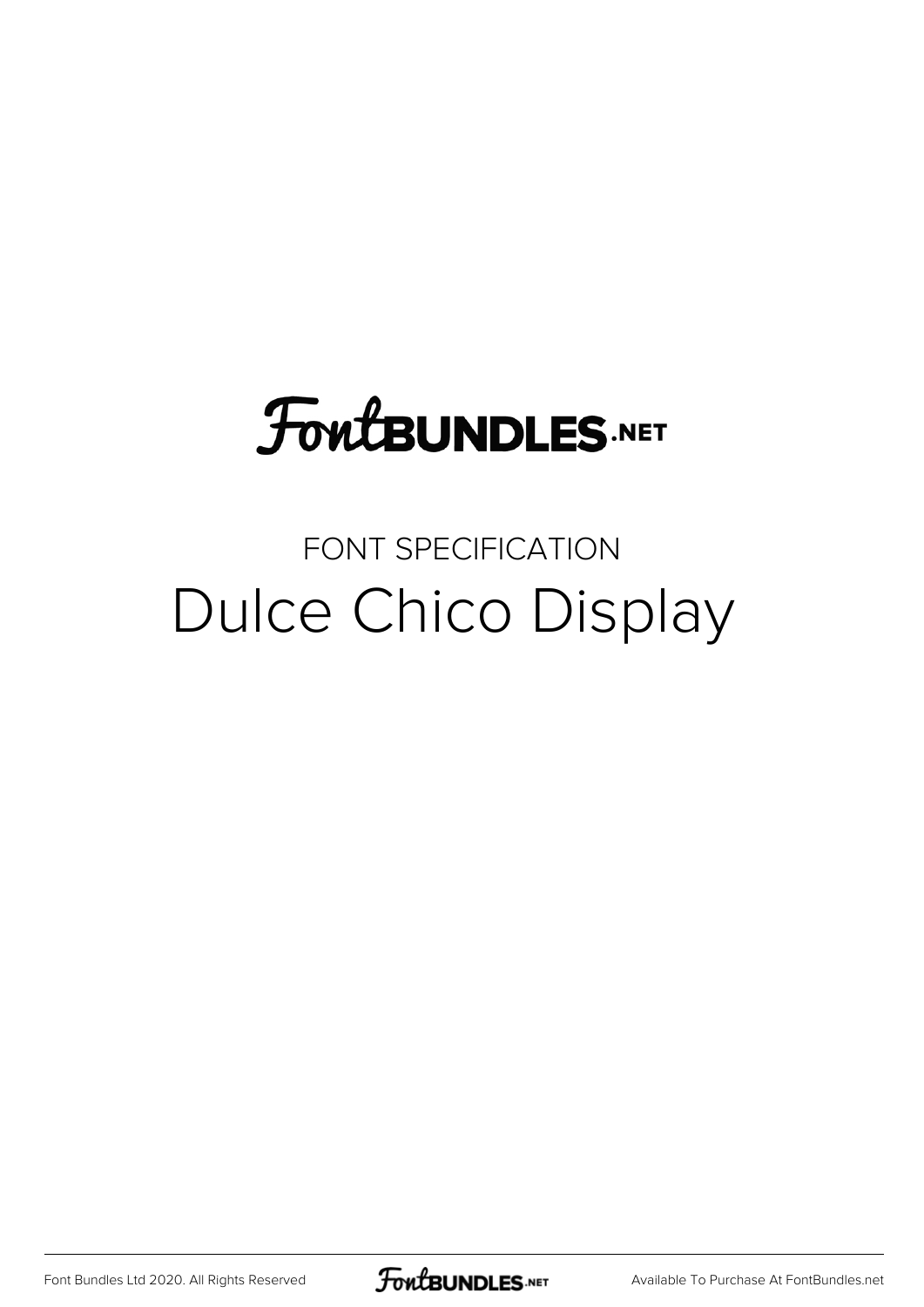# FontBUNDLES.NET

## FONT SPECIFICATION

# Dulce Chico Display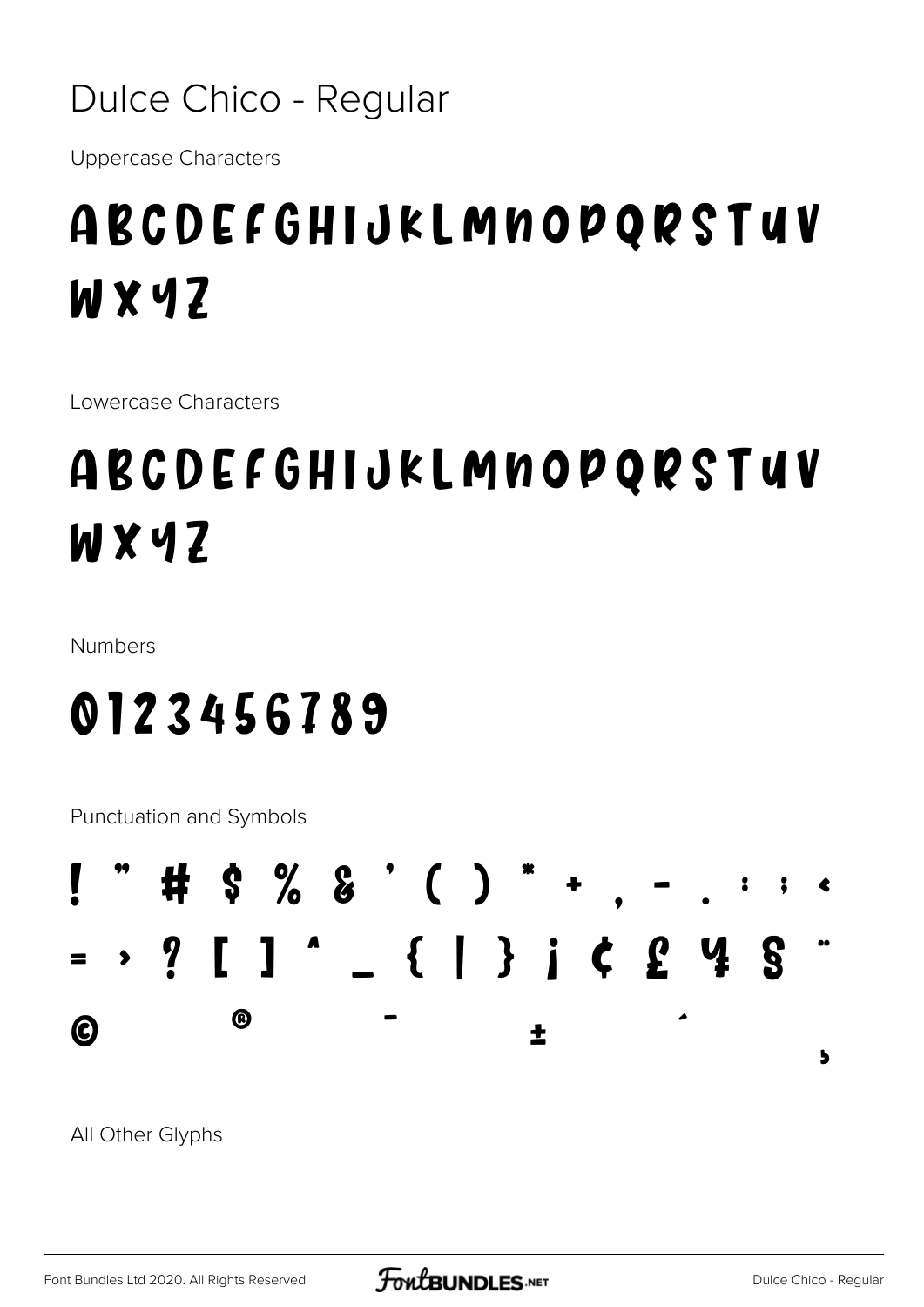# Dulce Chico - Regular

Uppercase Characters

ABCDEFGHIJKLMNOPQRSTUV
WXYZ

Lowercase Characters

abcdefghijklmnopqrstuv
wxyz

Numbers

0123456789

Punctuation and Symbols

! " # $ % & ' ( ) * + , - . : ; <
= > ? [ ] ^ _ { | } ¡ ¢ £ ¥ § ¨
© ® ¯ ± ´ ¸

All Other Glyphs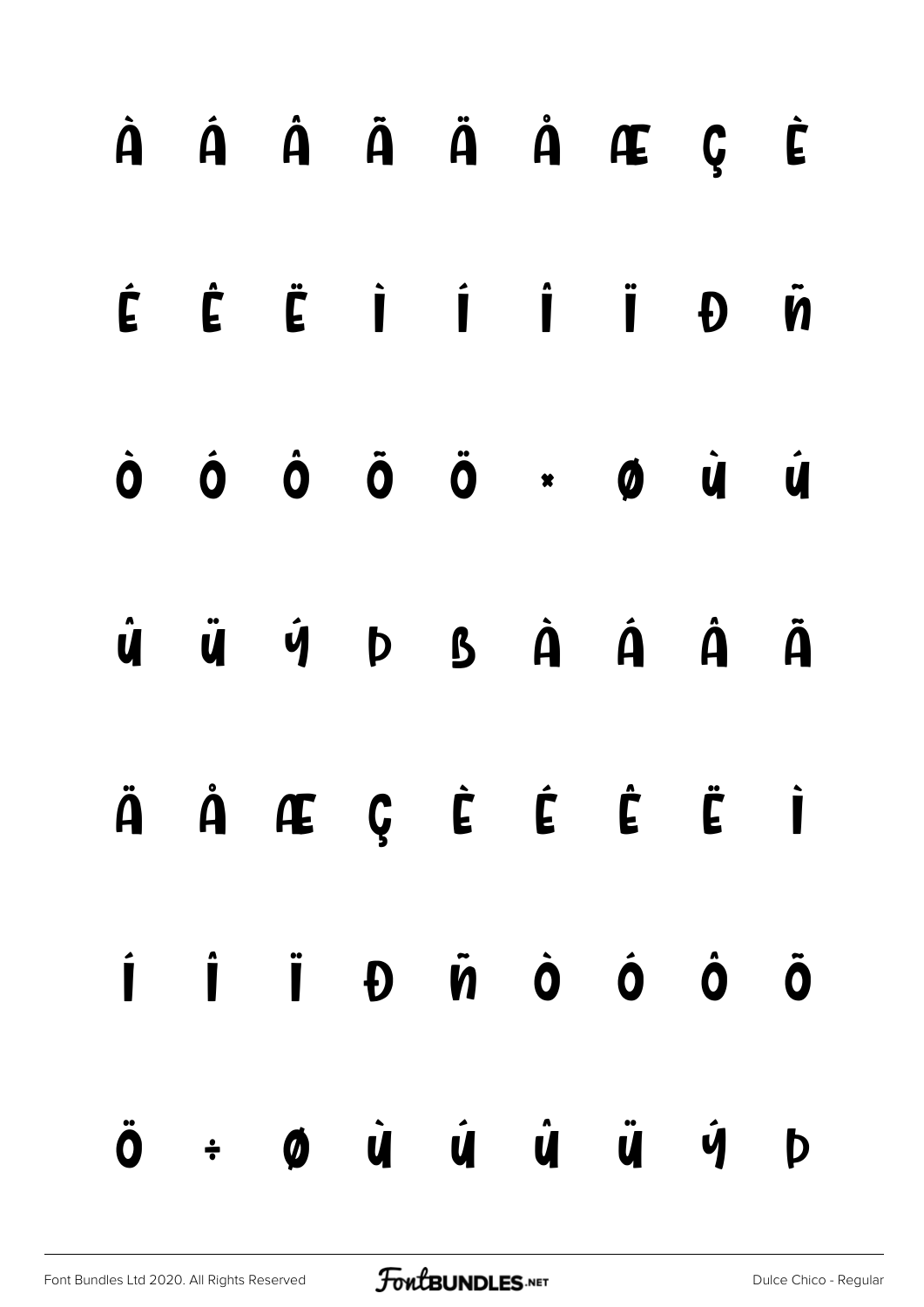À Á Â Ã Ä Å Æ Ç È

É Ê Ë Ì Í Î Ï Đ Ñ

Ò Ó Ô Õ Ö × Ø Ù Ú

Û Ü Ý Þ ß à á â ã

ä å æ ç è é ê ë ì

í î ï ð ñ ò ó ô õ

ö ÷ ø ù ú û ü ý þ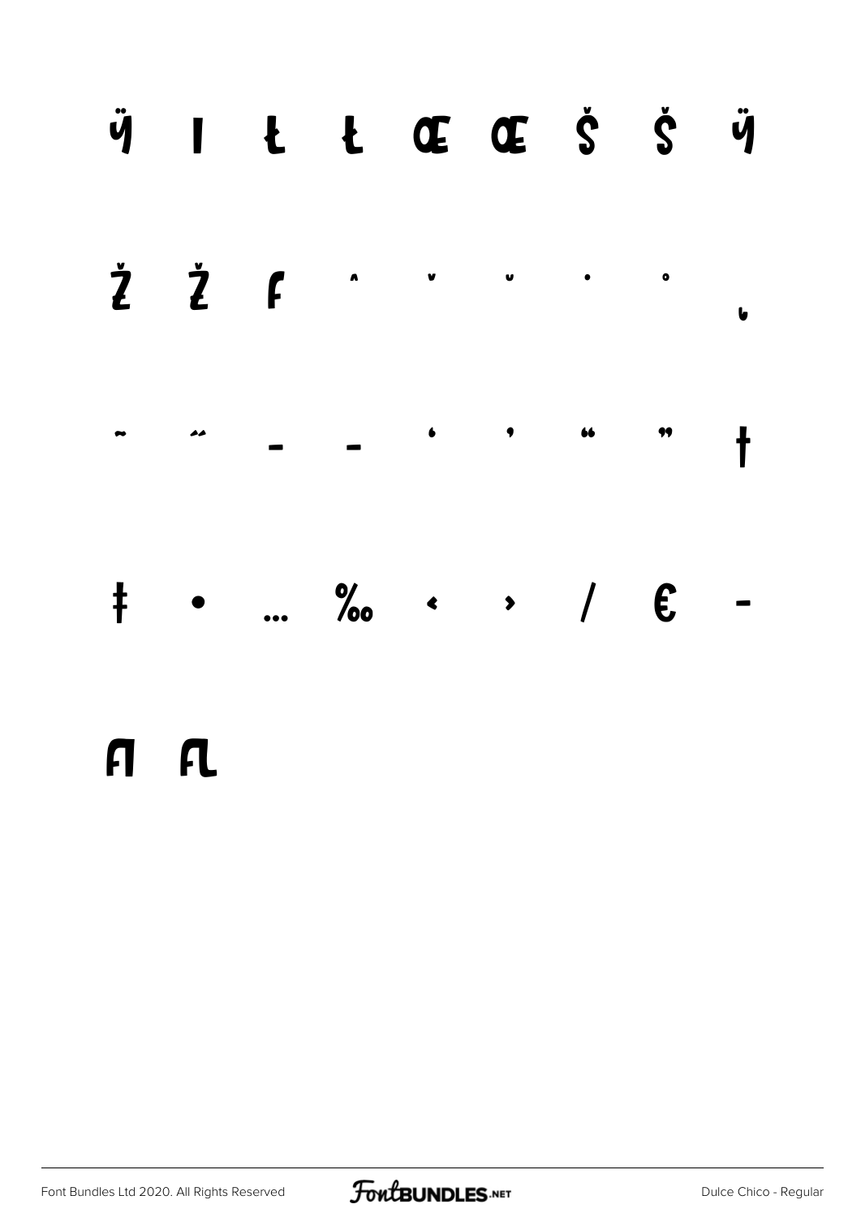ÿ ı Ł ł Œ œ Š š Ÿ

Ž ž ƒ ˆ ˇ ˘ ˙ ˚ ˛

˜ ˝ – — ‘ ’ “ ” †

‡ • … ‰ ‹ › ⁄ € −

ﬁ ﬂ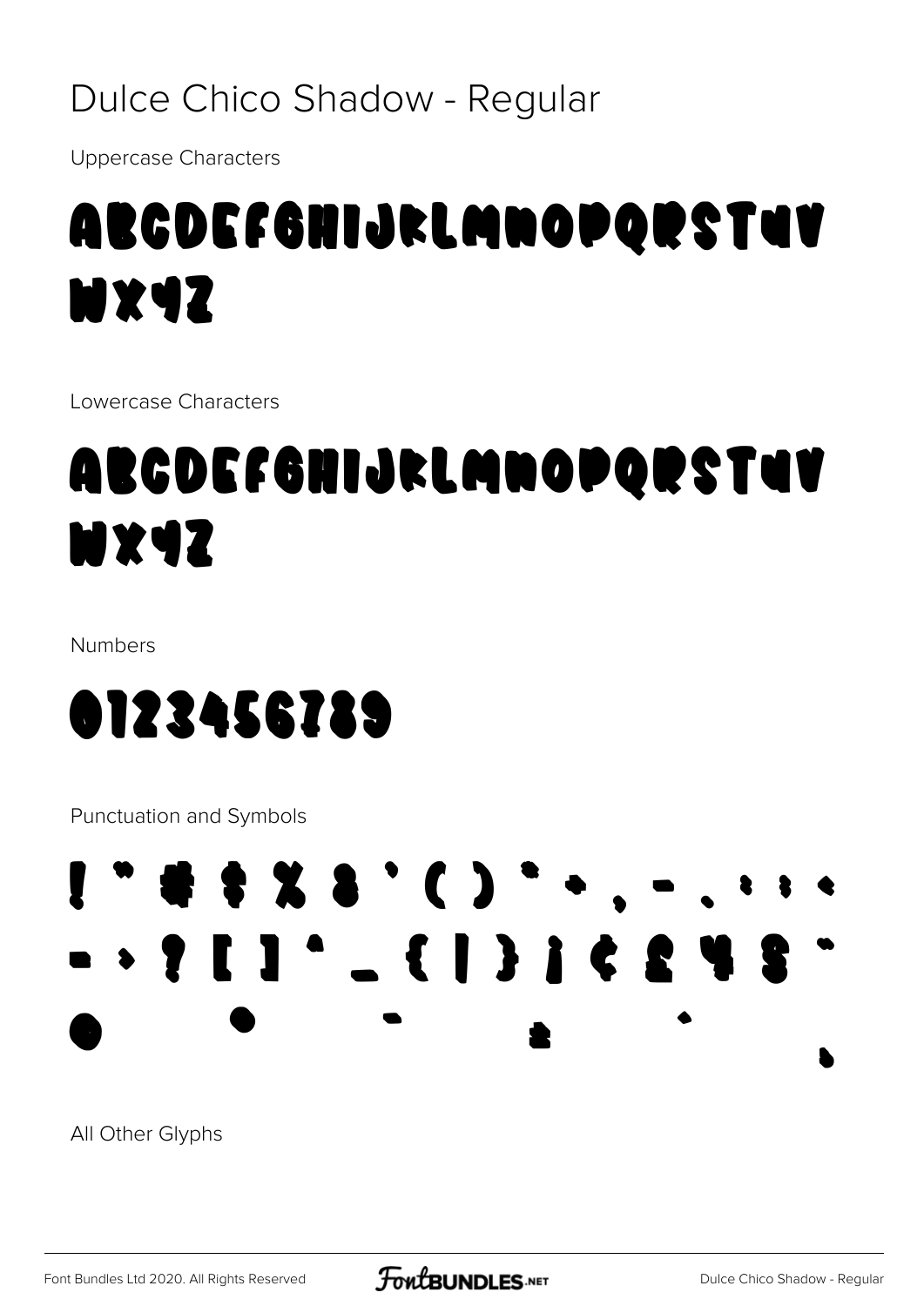# Dulce Chico Shadow - Regular

Uppercase Characters

ABCDEFGHIJKLMNOPQRSTUV WXYZ

Lowercase Characters

ABCDEFGHIJKLMNOPQRSTUV WXYZ

Numbers

0123456789

Punctuation and Symbols

! " # $ % & ' ( ) * + , - . : ; < = > ? [ ] ^ _ { | } ¡ ¢ £ ¥ § ¨ • • ¯ ± ´ ¸

All Other Glyphs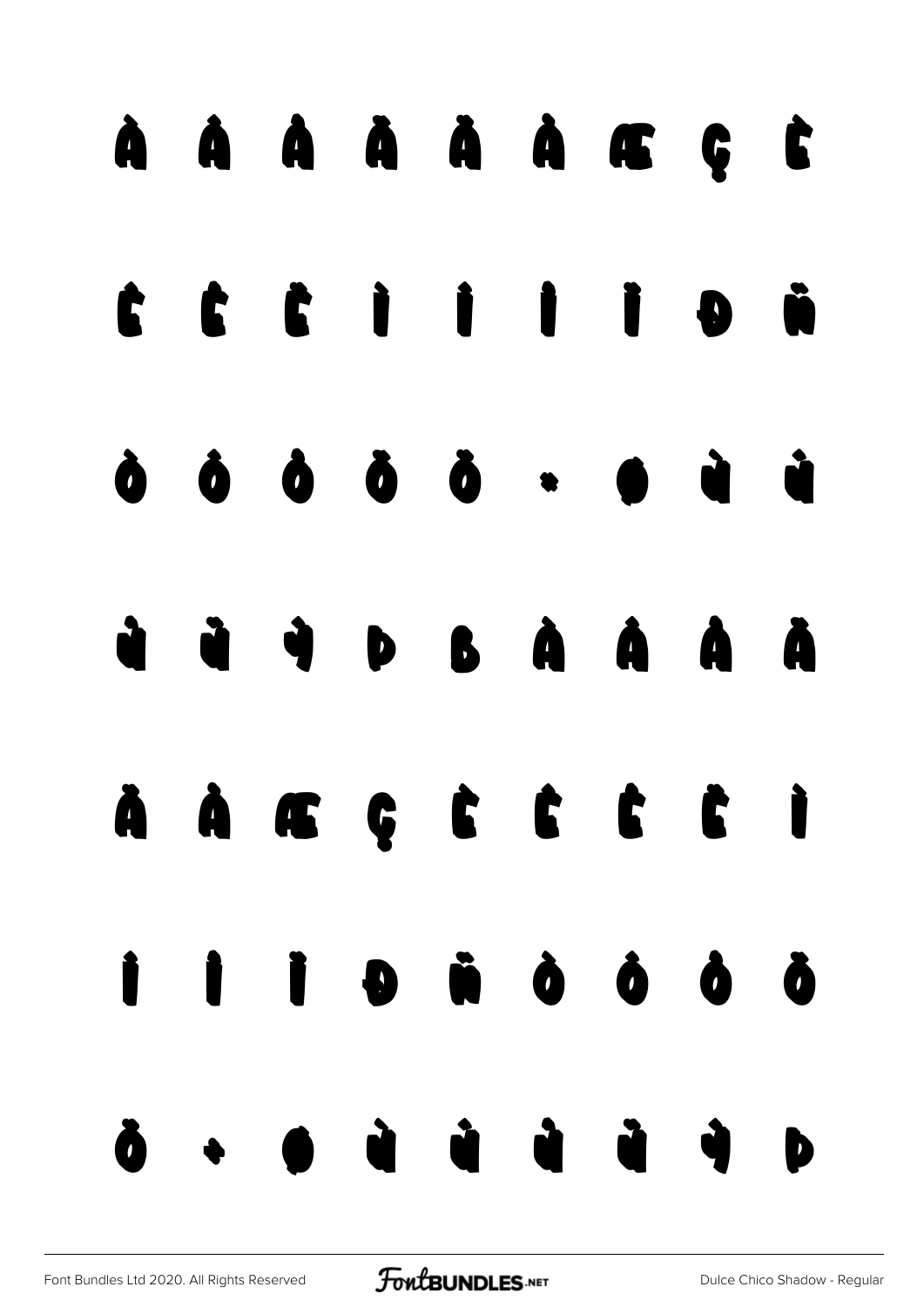À Á Â Ã Ä Å Æ Ç È

É Ê Ë Ì Í Î Ï Ð Ñ

Ò Ó Ô Õ Ö × Ø Ù Ú

Û Ü Ý Þ ß à á â ã

ä å æ ç è é ê ë ì

í î ï ð ñ ò ó ô õ

ö ÷ ø ù ú û ü ý þ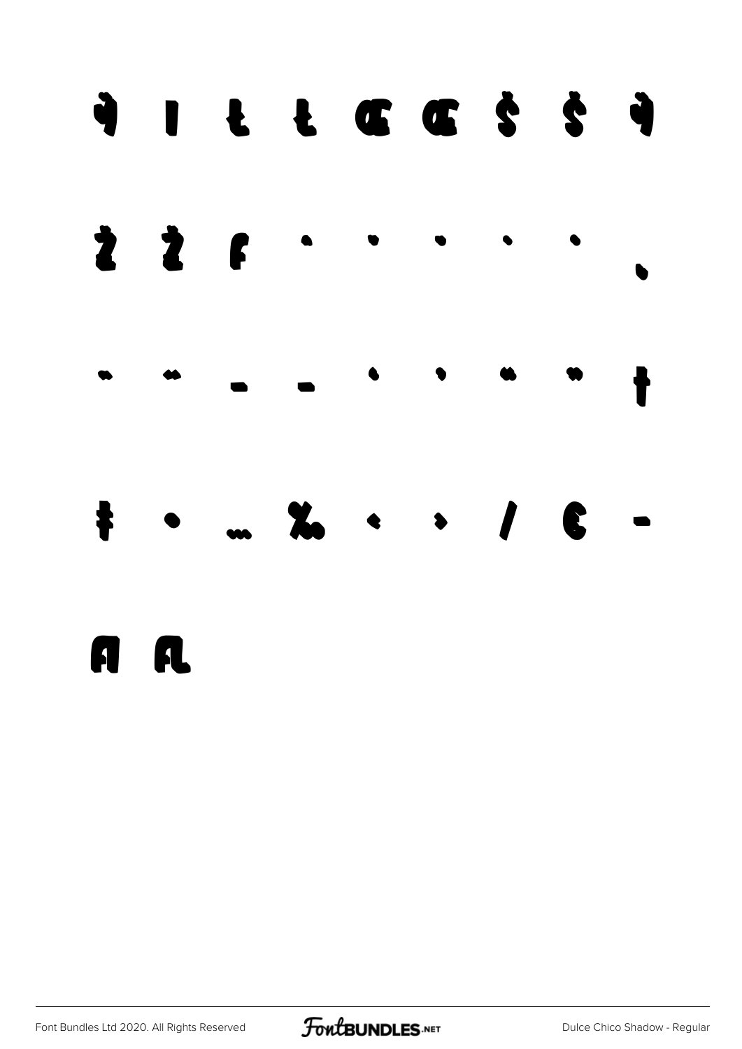ÿ ı ł Ł œ Œ š Š Ÿ

ž Ž ƒ ˆ ˇ ˘ ˙ ˚ ˛

˜ ˝ – — ‘ ’ “ ” †

‡ • … ‰ ‹ › ⁄ € −

ﬁ ﬂ